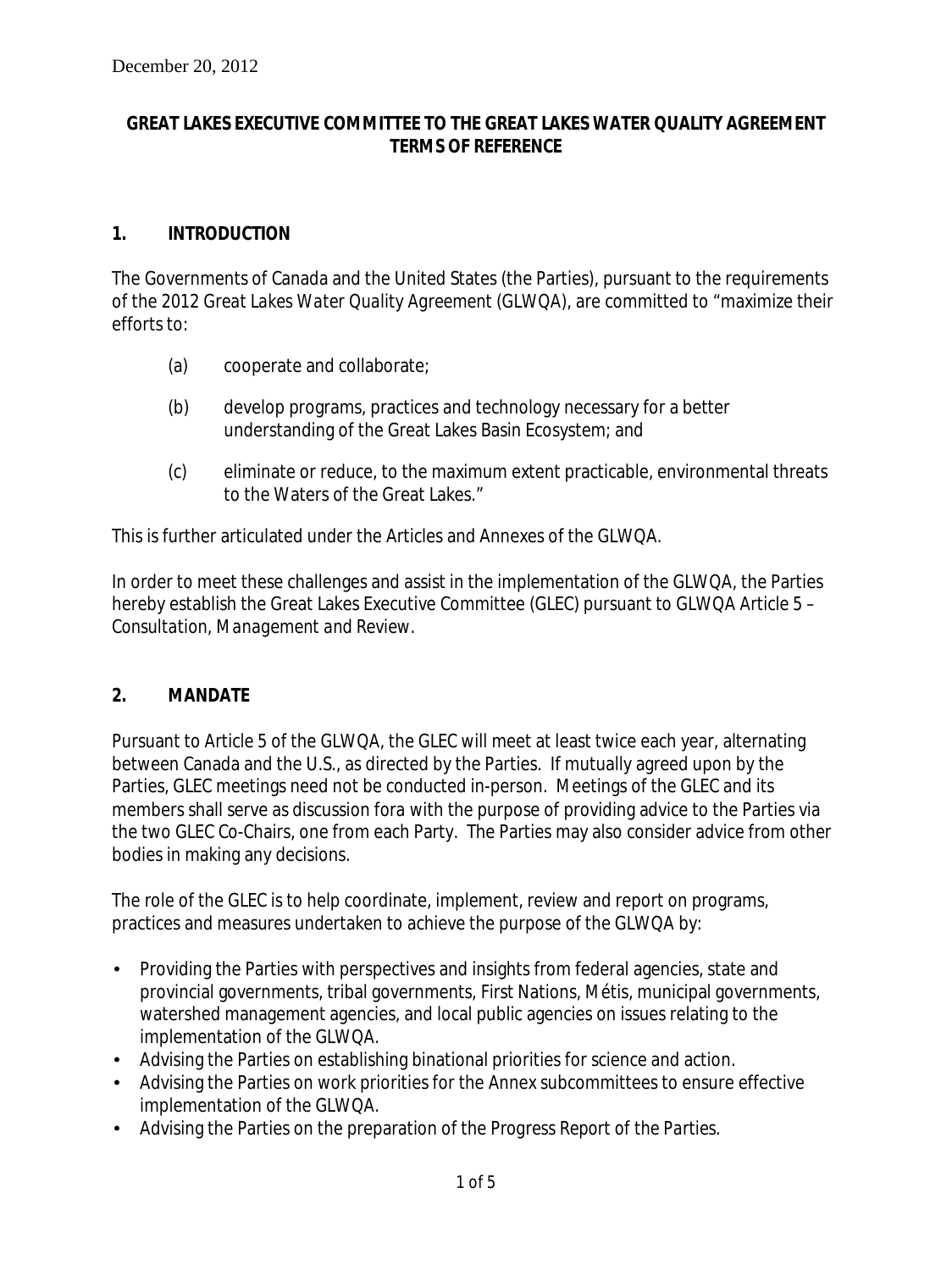December 20, 2012

**GREAT LAKES EXECUTIVE COMMITTEE TO THE GREAT LAKES WATER QUALITY AGREEMENT TERMS OF REFERENCE**

## 1. INTRODUCTION

The Governments of Canada and the United States (the Parties), pursuant to the requirements of the 2012 Great Lakes Water Quality Agreement (GLWQA), are committed to "maximize their efforts to:

(a) cooperate and collaborate;

(b) develop programs, practices and technology necessary for a better understanding of the Great Lakes Basin Ecosystem; and

(c) eliminate or reduce, to the maximum extent practicable, environmental threats to the Waters of the Great Lakes."

This is further articulated under the Articles and Annexes of the GLWQA.

In order to meet these challenges and assist in the implementation of the GLWQA, the Parties hereby establish the Great Lakes Executive Committee (GLEC) pursuant to GLWQA Article 5 – *Consultation, Management and Review*.

## 2. MANDATE

Pursuant to Article 5 of the GLWQA, the GLEC will meet at least twice each year, alternating between Canada and the U.S., as directed by the Parties. If mutually agreed upon by the Parties, GLEC meetings need not be conducted in-person. Meetings of the GLEC and its members shall serve as discussion fora with the purpose of providing advice to the Parties via the two GLEC Co-Chairs, one from each Party. The Parties may also consider advice from other bodies in making any decisions.

The role of the GLEC is to help coordinate, implement, review and report on programs, practices and measures undertaken to achieve the purpose of the GLWQA by:

- Providing the Parties with perspectives and insights from federal agencies, state and provincial governments, tribal governments, First Nations, Métis, municipal governments, watershed management agencies, and local public agencies on issues relating to the implementation of the GLWQA.
- Advising the Parties on establishing binational priorities for science and action.
- Advising the Parties on work priorities for the Annex subcommittees to ensure effective implementation of the GLWQA.
- Advising the Parties on the preparation of the Progress Report of the Parties.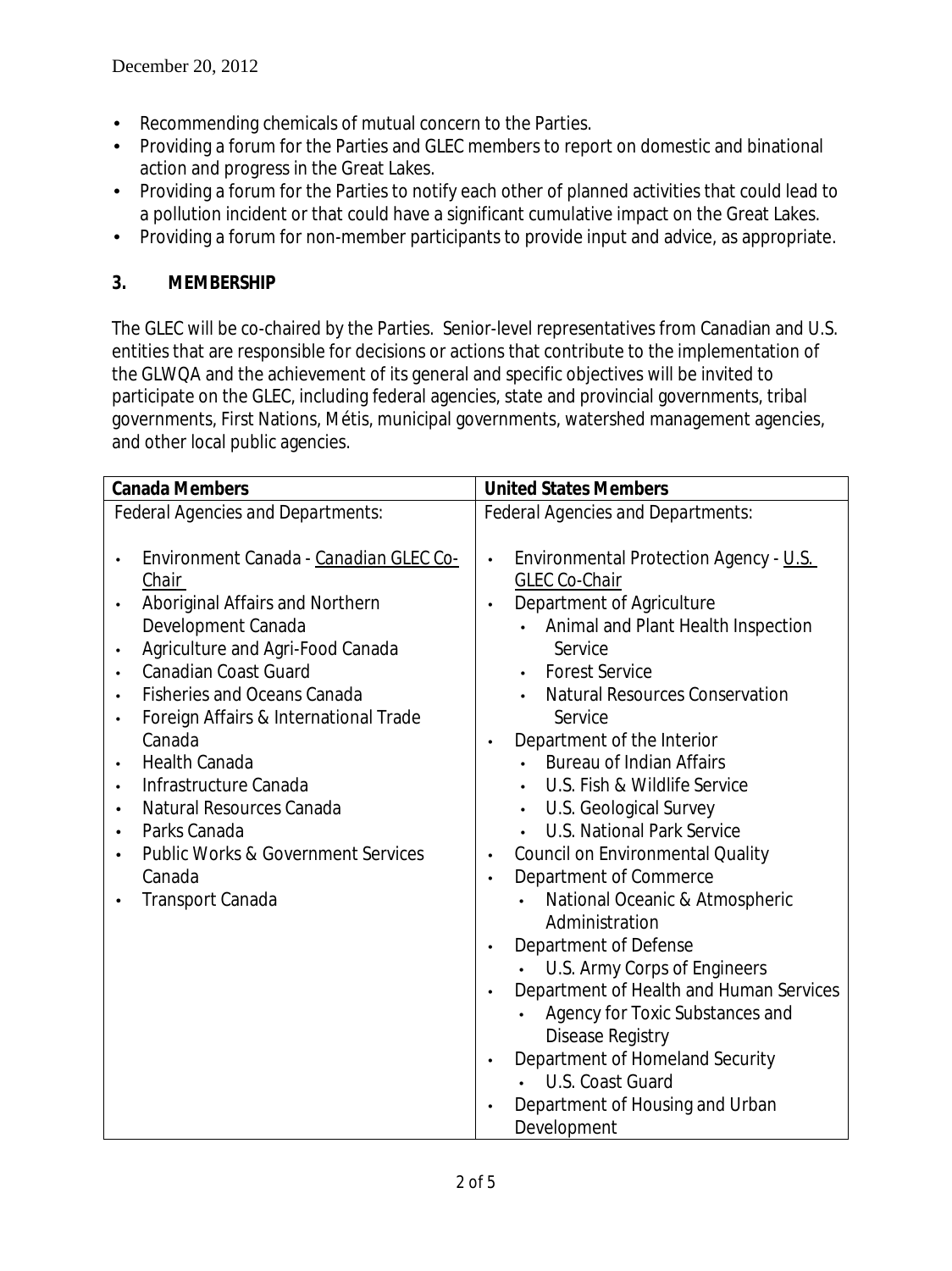December 20, 2012

- Recommending chemicals of mutual concern to the Parties.
- Providing a forum for the Parties and GLEC members to report on domestic and binational action and progress in the Great Lakes.
- Providing a forum for the Parties to notify each other of planned activities that could lead to a pollution incident or that could have a significant cumulative impact on the Great Lakes.
- Providing a forum for non-member participants to provide input and advice, as appropriate.

## 3. MEMBERSHIP

The GLEC will be co-chaired by the Parties. Senior-level representatives from Canadian and U.S. entities that are responsible for decisions or actions that contribute to the implementation of the GLWQA and the achievement of its general and specific objectives will be invited to participate on the GLEC, including federal agencies, state and provincial governments, tribal governments, First Nations, Métis, municipal governments, watershed management agencies, and other local public agencies.

| Canada Members | United States Members |
|---|---|
| *Federal Agencies and Departments:* | *Federal Agencies and Departments:* |
| • Environment Canada - Canadian GLEC Co-Chair<br>• Aboriginal Affairs and Northern Development Canada<br>• Agriculture and Agri-Food Canada<br>• Canadian Coast Guard<br>• Fisheries and Oceans Canada<br>• Foreign Affairs & International Trade Canada<br>• Health Canada<br>• Infrastructure Canada<br>• Natural Resources Canada<br>• Parks Canada<br>• Public Works & Government Services Canada<br>• Transport Canada | • Environmental Protection Agency - U.S. GLEC Co-Chair<br>• Department of Agriculture<br>&nbsp;&nbsp;◦ Animal and Plant Health Inspection Service<br>&nbsp;&nbsp;◦ Forest Service<br>&nbsp;&nbsp;◦ Natural Resources Conservation Service<br>• Department of the Interior<br>&nbsp;&nbsp;◦ Bureau of Indian Affairs<br>&nbsp;&nbsp;◦ U.S. Fish & Wildlife Service<br>&nbsp;&nbsp;◦ U.S. Geological Survey<br>&nbsp;&nbsp;◦ U.S. National Park Service<br>• Council on Environmental Quality<br>• Department of Commerce<br>&nbsp;&nbsp;◦ National Oceanic & Atmospheric Administration<br>• Department of Defense<br>&nbsp;&nbsp;◦ U.S. Army Corps of Engineers<br>• Department of Health and Human Services<br>&nbsp;&nbsp;◦ Agency for Toxic Substances and Disease Registry<br>• Department of Homeland Security<br>&nbsp;&nbsp;◦ U.S. Coast Guard<br>• Department of Housing and Urban Development |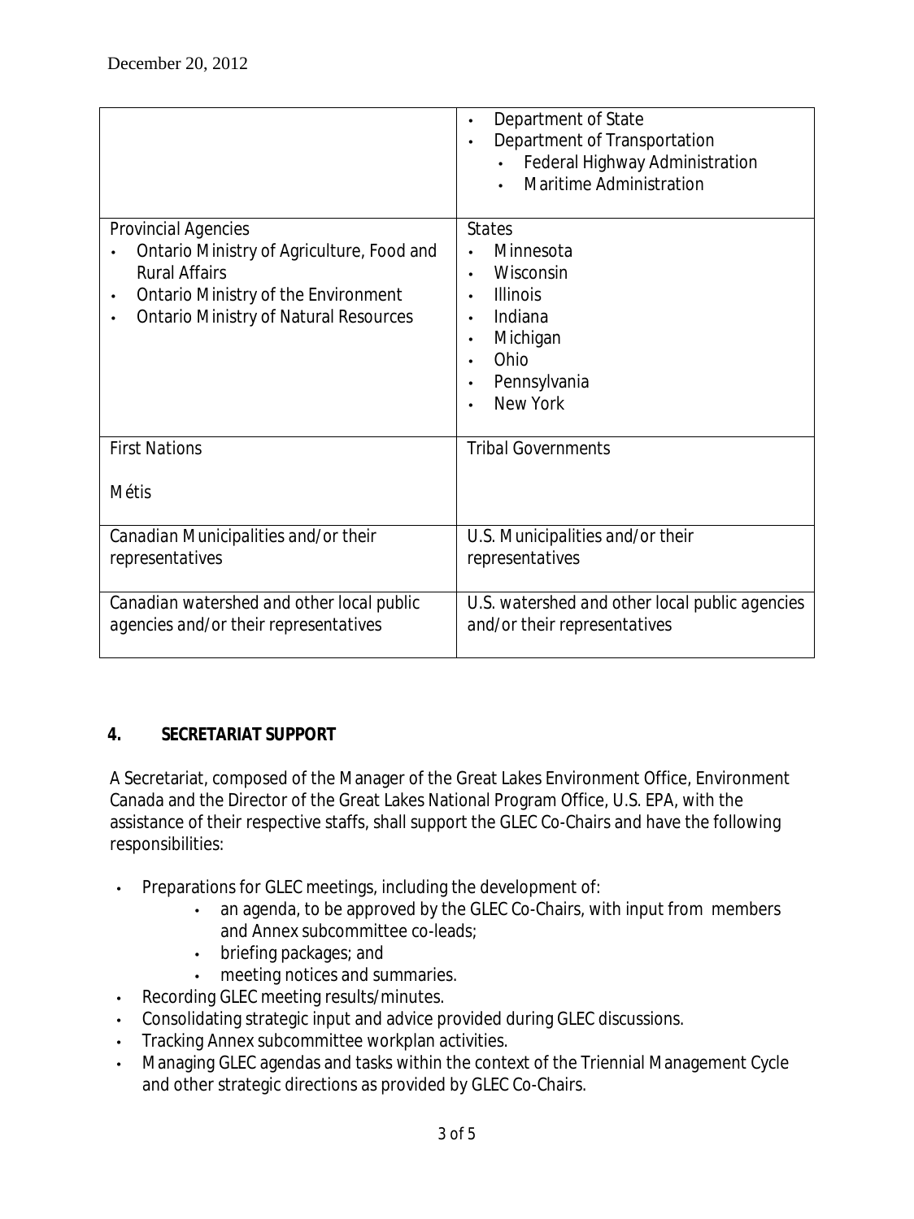December 20, 2012

| | |
|---|---|
| | • Department of State<br>• Department of Transportation<br>  • Federal Highway Administration<br>  • Maritime Administration |
| Provincial Agencies<br>• Ontario Ministry of Agriculture, Food and Rural Affairs<br>• Ontario Ministry of the Environment<br>• Ontario Ministry of Natural Resources | States<br>• Minnesota<br>• Wisconsin<br>• Illinois<br>• Indiana<br>• Michigan<br>• Ohio<br>• Pennsylvania<br>• New York |
| First Nations<br><br>Métis | Tribal Governments |
| Canadian Municipalities and/or their representatives | U.S. Municipalities and/or their representatives |
| Canadian watershed and other local public agencies and/or their representatives | U.S. watershed and other local public agencies and/or their representatives |

## 4. SECRETARIAT SUPPORT

A Secretariat, composed of the Manager of the Great Lakes Environment Office, Environment Canada and the Director of the Great Lakes National Program Office, U.S. EPA, with the assistance of their respective staffs, shall support the GLEC Co-Chairs and have the following responsibilities:

- Preparations for GLEC meetings, including the development of:
  - an agenda, to be approved by the GLEC Co-Chairs, with input from members and Annex subcommittee co-leads;
  - briefing packages; and
  - meeting notices and summaries.
- Recording GLEC meeting results/minutes.
- Consolidating strategic input and advice provided during GLEC discussions.
- Tracking Annex subcommittee workplan activities.
- Managing GLEC agendas and tasks within the context of the Triennial Management Cycle and other strategic directions as provided by GLEC Co-Chairs.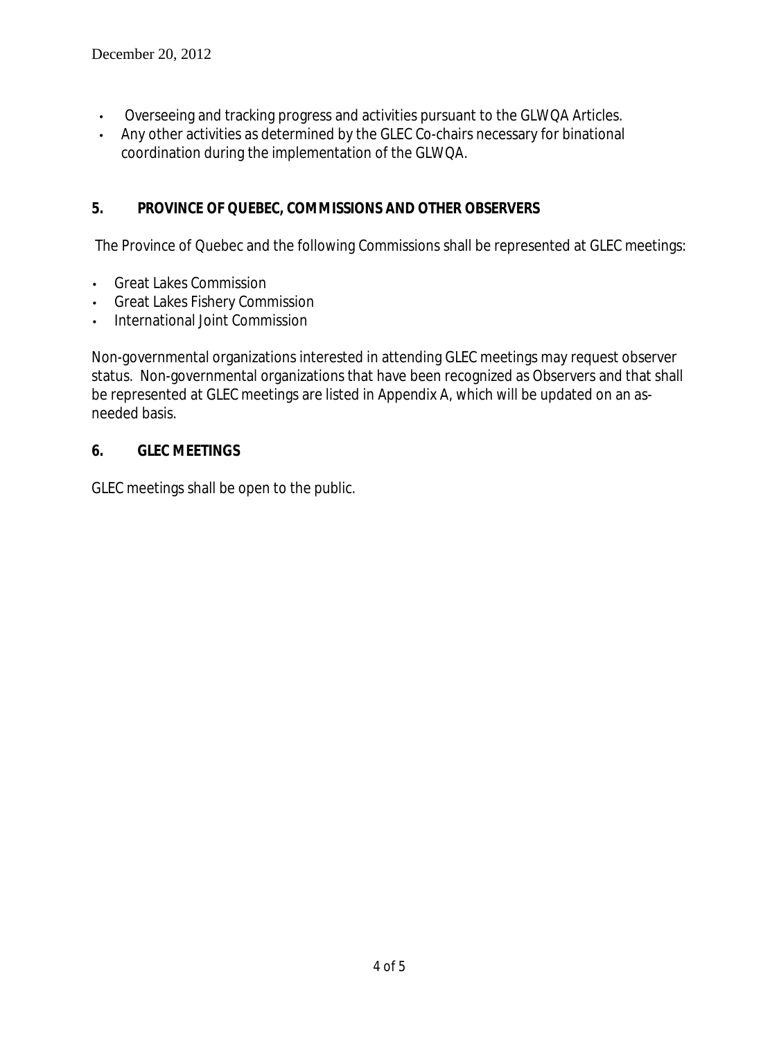- Overseeing and tracking progress and activities pursuant to the GLWQA Articles.
- Any other activities as determined by the GLEC Co-chairs necessary for binational coordination during the implementation of the GLWQA.

## 5. PROVINCE OF QUEBEC, COMMISSIONS AND OTHER OBSERVERS

The Province of Quebec and the following Commissions shall be represented at GLEC meetings:

- Great Lakes Commission
- Great Lakes Fishery Commission
- International Joint Commission

Non-governmental organizations interested in attending GLEC meetings may request observer status. Non-governmental organizations that have been recognized as Observers and that shall be represented at GLEC meetings are listed in Appendix A, which will be updated on an as-needed basis.

## 6. GLEC MEETINGS

GLEC meetings shall be open to the public.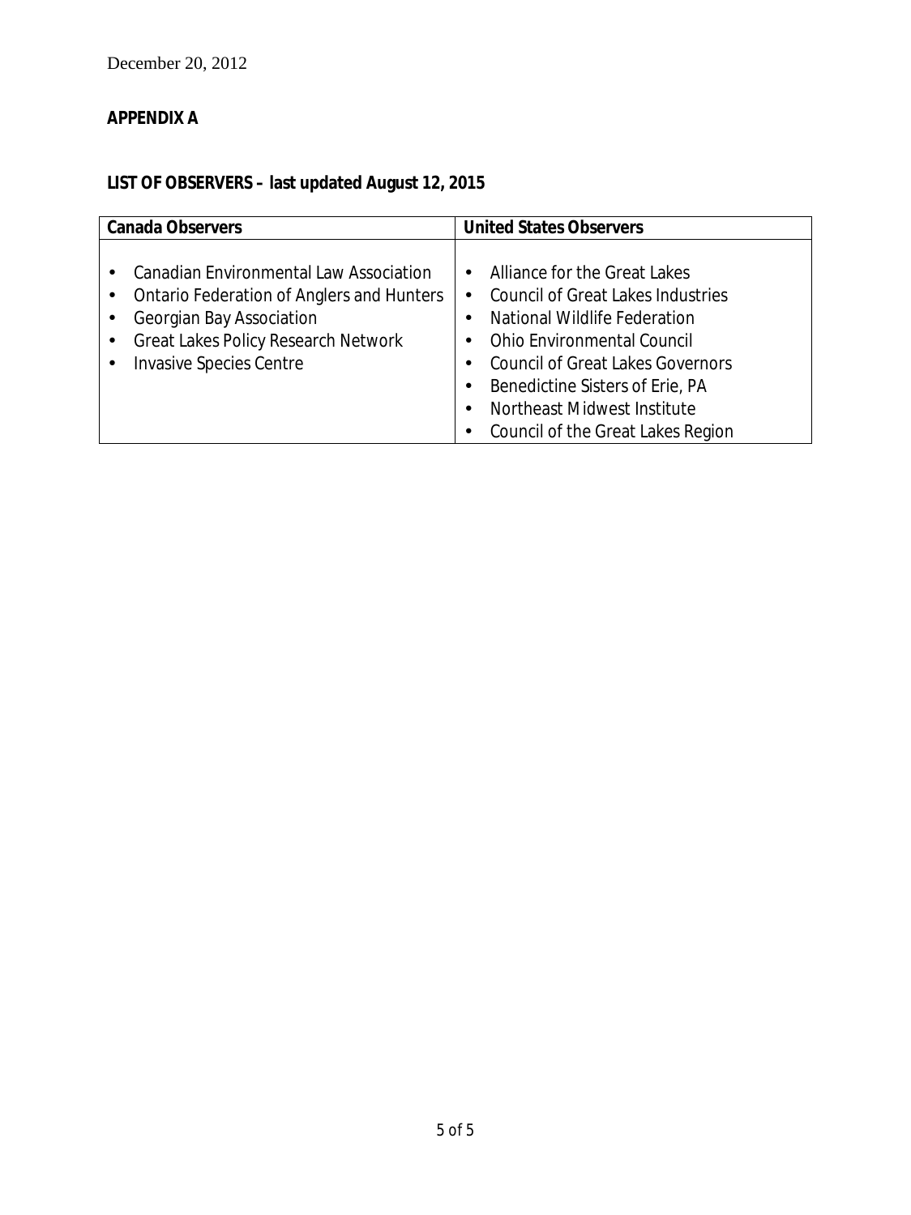**APPENDIX A**

**LIST OF OBSERVERS – last updated August 12, 2015**

| Canada Observers | United States Observers |
|---|---|
| • Canadian Environmental Law Association | • Alliance for the Great Lakes |
| • Ontario Federation of Anglers and Hunters | • Council of Great Lakes Industries |
| • Georgian Bay Association | • National Wildlife Federation |
| • Great Lakes Policy Research Network | • Ohio Environmental Council |
| • Invasive Species Centre | • Council of Great Lakes Governors |
| | • Benedictine Sisters of Erie, PA |
| | • Northeast Midwest Institute |
| | • Council of the Great Lakes Region |